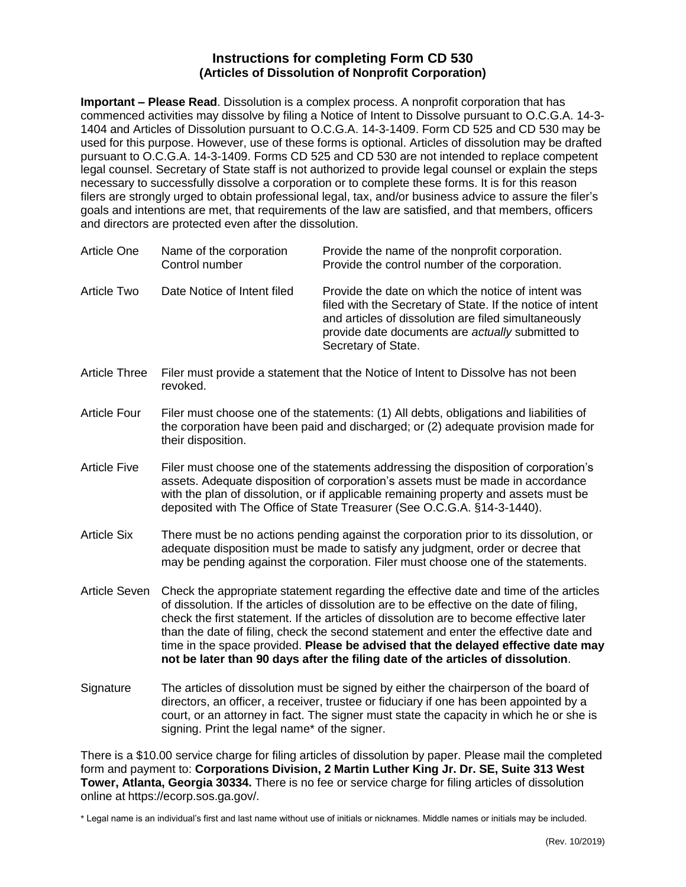# Instructions for completing Form CD 530
## (Articles of Dissolution of Nonprofit Corporation)

**Important – Please Read**. Dissolution is a complex process. A nonprofit corporation that has commenced activities may dissolve by filing a Notice of Intent to Dissolve pursuant to O.C.G.A. 14-3-1404 and Articles of Dissolution pursuant to O.C.G.A. 14-3-1409. Form CD 525 and CD 530 may be used for this purpose. However, use of these forms is optional. Articles of dissolution may be drafted pursuant to O.C.G.A. 14-3-1409. Forms CD 525 and CD 530 are not intended to replace competent legal counsel. Secretary of State staff is not authorized to provide legal counsel or explain the steps necessary to successfully dissolve a corporation or to complete these forms. It is for this reason filers are strongly urged to obtain professional legal, tax, and/or business advice to assure the filer's goals and intentions are met, that requirements of the law are satisfied, and that members, officers and directors are protected even after the dissolution.

| | | |
|---|---|---|
| Article One | Name of the corporation<br>Control number | Provide the name of the nonprofit corporation.<br>Provide the control number of the corporation. |
| Article Two | Date Notice of Intent filed | Provide the date on which the notice of intent was filed with the Secretary of State. If the notice of intent and articles of dissolution are filed simultaneously provide date documents are *actually* submitted to Secretary of State. |

**Article Three** Filer must provide a statement that the Notice of Intent to Dissolve has not been revoked.

**Article Four** Filer must choose one of the statements: (1) All debts, obligations and liabilities of the corporation have been paid and discharged; or (2) adequate provision made for their disposition.

**Article Five** Filer must choose one of the statements addressing the disposition of corporation's assets. Adequate disposition of corporation's assets must be made in accordance with the plan of dissolution, or if applicable remaining property and assets must be deposited with The Office of State Treasurer (See O.C.G.A. §14-3-1440).

**Article Six** There must be no actions pending against the corporation prior to its dissolution, or adequate disposition must be made to satisfy any judgment, order or decree that may be pending against the corporation. Filer must choose one of the statements.

**Article Seven** Check the appropriate statement regarding the effective date and time of the articles of dissolution. If the articles of dissolution are to be effective on the date of filing, check the first statement. If the articles of dissolution are to become effective later than the date of filing, check the second statement and enter the effective date and time in the space provided. **Please be advised that the delayed effective date may not be later than 90 days after the filing date of the articles of dissolution**.

**Signature** The articles of dissolution must be signed by either the chairperson of the board of directors, an officer, a receiver, trustee or fiduciary if one has been appointed by a court, or an attorney in fact. The signer must state the capacity in which he or she is signing. Print the legal name* of the signer.

There is a $10.00 service charge for filing articles of dissolution by paper. Please mail the completed form and payment to: **Corporations Division, 2 Martin Luther King Jr. Dr. SE, Suite 313 West Tower, Atlanta, Georgia 30334.** There is no fee or service charge for filing articles of dissolution online at https://ecorp.sos.ga.gov/.

\* Legal name is an individual's first and last name without use of initials or nicknames. Middle names or initials may be included.

(Rev. 10/2019)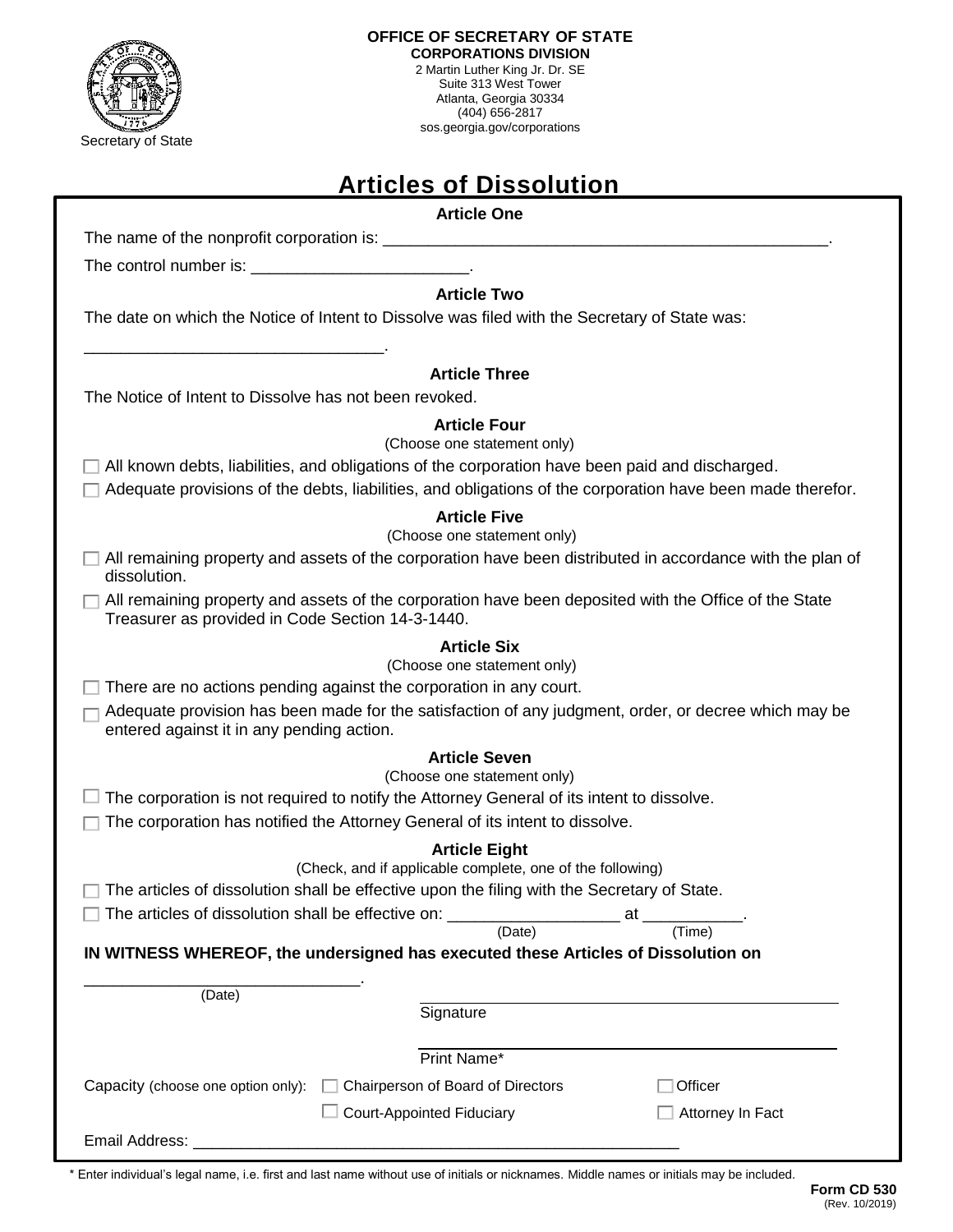Secretary of State

**OFFICE OF SECRETARY OF STATE**
**CORPORATIONS DIVISION**
2 Martin Luther King Jr. Dr. SE
Suite 313 West Tower
Atlanta, Georgia 30334
(404) 656-2817
sos.georgia.gov/corporations

# Articles of Dissolution

### Article One

The name of the nonprofit corporation is: _______________________________________________.

The control number is: ______________________.

### Article Two

The date on which the Notice of Intent to Dissolve was filed with the Secretary of State was:

______________________________.

### Article Three

The Notice of Intent to Dissolve has not been revoked.

### Article Four

(Choose one statement only)

☐ All known debts, liabilities, and obligations of the corporation have been paid and discharged.

☐ Adequate provisions of the debts, liabilities, and obligations of the corporation have been made therefor.

### Article Five

(Choose one statement only)

☐ All remaining property and assets of the corporation have been distributed in accordance with the plan of dissolution.

☐ All remaining property and assets of the corporation have been deposited with the Office of the State Treasurer as provided in Code Section 14-3-1440.

### Article Six

(Choose one statement only)

☐ There are no actions pending against the corporation in any court.

☐ Adequate provision has been made for the satisfaction of any judgment, order, or decree which may be entered against it in any pending action.

### Article Seven

(Choose one statement only)

☐ The corporation is not required to notify the Attorney General of its intent to dissolve.

☐ The corporation has notified the Attorney General of its intent to dissolve.

### Article Eight

(Check, and if applicable complete, one of the following)

☐ The articles of dissolution shall be effective upon the filing with the Secretary of State.

☐ The articles of dissolution shall be effective on: __________________ at __________.
(Date) (Time)

**IN WITNESS WHEREOF, the undersigned has executed these Articles of Dissolution on**

____________________________.
(Date)

______________________________________________
Signature

______________________________________________
Print Name*

Capacity (choose one option only): ☐ Chairperson of Board of Directors ☐ Officer ☐ Court-Appointed Fiduciary ☐ Attorney In Fact

Email Address: ____________________________________________________

\* Enter individual's legal name, i.e. first and last name without use of initials or nicknames. Middle names or initials may be included.

**Form CD 530**
(Rev. 10/2019)